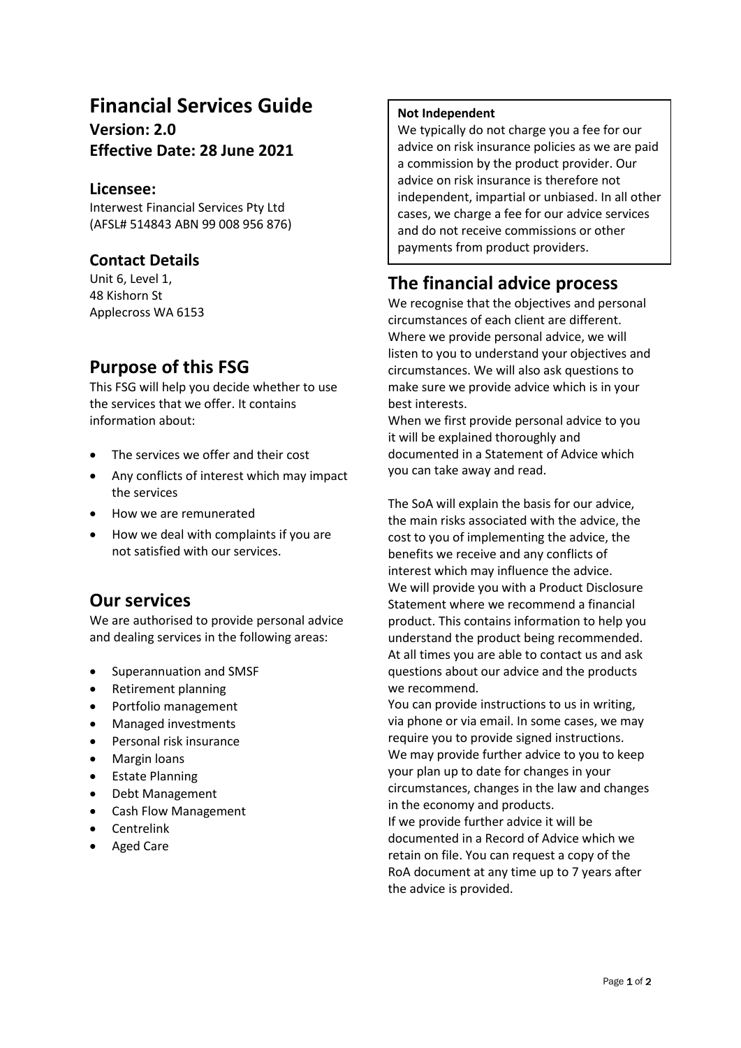# Financial Services Guide

**Version: 2.0**

**Effective Date: 28 June 2021**

## Licensee:

Interwest Financial Services Pty Ltd
(AFSL# 514843 ABN 99 008 956 876)

## Contact Details

Unit 6, Level 1,
48 Kishorn St
Applecross WA 6153

## Purpose of this FSG

This FSG will help you decide whether to use the services that we offer. It contains information about:

- The services we offer and their cost
- Any conflicts of interest which may impact the services
- How we are remunerated
- How we deal with complaints if you are not satisfied with our services.

## Our services

We are authorised to provide personal advice and dealing services in the following areas:

- Superannuation and SMSF
- Retirement planning
- Portfolio management
- Managed investments
- Personal risk insurance
- Margin loans
- Estate Planning
- Debt Management
- Cash Flow Management
- Centrelink
- Aged Care

**Not Independent**

We typically do not charge you a fee for our advice on risk insurance policies as we are paid a commission by the product provider. Our advice on risk insurance is therefore not independent, impartial or unbiased. In all other cases, we charge a fee for our advice services and do not receive commissions or other payments from product providers.

## The financial advice process

We recognise that the objectives and personal circumstances of each client are different. Where we provide personal advice, we will listen to you to understand your objectives and circumstances. We will also ask questions to make sure we provide advice which is in your best interests.

When we first provide personal advice to you it will be explained thoroughly and documented in a Statement of Advice which you can take away and read.

The SoA will explain the basis for our advice, the main risks associated with the advice, the cost to you of implementing the advice, the benefits we receive and any conflicts of interest which may influence the advice.

We will provide you with a Product Disclosure Statement where we recommend a financial product. This contains information to help you understand the product being recommended.

At all times you are able to contact us and ask questions about our advice and the products we recommend.

You can provide instructions to us in writing, via phone or via email. In some cases, we may require you to provide signed instructions.

We may provide further advice to you to keep your plan up to date for changes in your circumstances, changes in the law and changes in the economy and products.

If we provide further advice it will be documented in a Record of Advice which we retain on file. You can request a copy of the RoA document at any time up to 7 years after the advice is provided.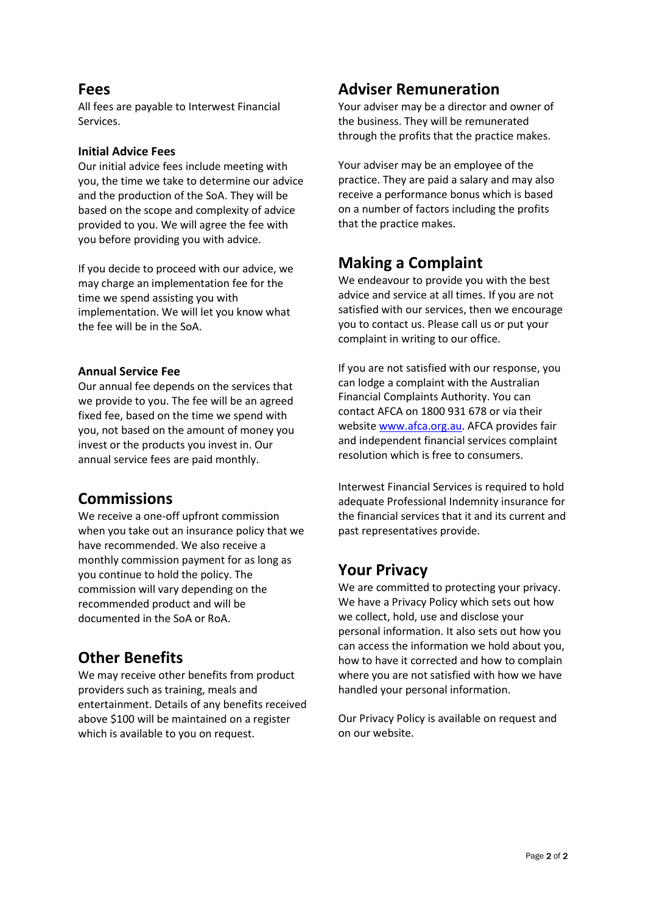## Fees

All fees are payable to Interwest Financial Services.

### Initial Advice Fees

Our initial advice fees include meeting with you, the time we take to determine our advice and the production of the SoA. They will be based on the scope and complexity of advice provided to you. We will agree the fee with you before providing you with advice.

If you decide to proceed with our advice, we may charge an implementation fee for the time we spend assisting you with implementation. We will let you know what the fee will be in the SoA.

### Annual Service Fee

Our annual fee depends on the services that we provide to you. The fee will be an agreed fixed fee, based on the time we spend with you, not based on the amount of money you invest or the products you invest in. Our annual service fees are paid monthly.

## Commissions

We receive a one-off upfront commission when you take out an insurance policy that we have recommended. We also receive a monthly commission payment for as long as you continue to hold the policy. The commission will vary depending on the recommended product and will be documented in the SoA or RoA.

## Other Benefits

We may receive other benefits from product providers such as training, meals and entertainment. Details of any benefits received above $100 will be maintained on a register which is available to you on request.

## Adviser Remuneration

Your adviser may be a director and owner of the business. They will be remunerated through the profits that the practice makes.

Your adviser may be an employee of the practice. They are paid a salary and may also receive a performance bonus which is based on a number of factors including the profits that the practice makes.

## Making a Complaint

We endeavour to provide you with the best advice and service at all times. If you are not satisfied with our services, then we encourage you to contact us. Please call us or put your complaint in writing to our office.

If you are not satisfied with our response, you can lodge a complaint with the Australian Financial Complaints Authority. You can contact AFCA on 1800 931 678 or via their website [www.afca.org.au](http://www.afca.org.au). AFCA provides fair and independent financial services complaint resolution which is free to consumers.

Interwest Financial Services is required to hold adequate Professional Indemnity insurance for the financial services that it and its current and past representatives provide.

## Your Privacy

We are committed to protecting your privacy. We have a Privacy Policy which sets out how we collect, hold, use and disclose your personal information. It also sets out how you can access the information we hold about you, how to have it corrected and how to complain where you are not satisfied with how we have handled your personal information.

Our Privacy Policy is available on request and on our website.